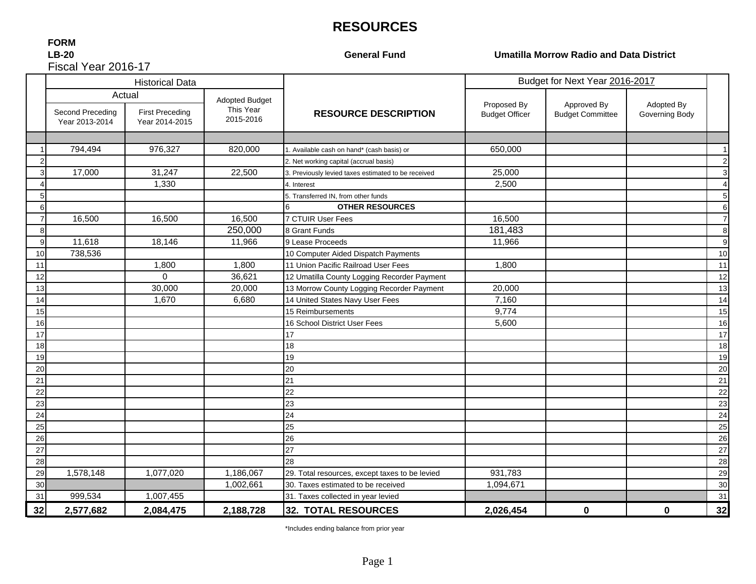# RESOURCES

**FORM**
**LB-20** **General Fund** **Umatilla Morrow Radio and Data District**
Fiscal Year 2016-17

| | Historical Data | | | | Budget for Next Year 2016-2017 | | | |
|---|---|---|---|---|---|---|---|---|
| | Actual | | Adopted Budget This Year 2015-2016 | RESOURCE DESCRIPTION | Proposed By Budget Officer | Approved By Budget Committee | Adopted By Governing Body | |
| | Second Preceding Year 2013-2014 | First Preceding Year 2014-2015 | | | | | | |
| 1 | 794,494 | 976,327 | 820,000 | 1. Available cash on hand* (cash basis) or | 650,000 | | | 1 |
| 2 | | | | 2. Net working capital (accrual basis) | | | | 2 |
| 3 | 17,000 | 31,247 | 22,500 | 3. Previously levied taxes estimated to be received | 25,000 | | | 3 |
| 4 | | 1,330 | | 4. Interest | 2,500 | | | 4 |
| 5 | | | | 5. Transferred IN, from other funds | | | | 5 |
| 6 | | | | 6 **OTHER RESOURCES** | | | | 6 |
| 7 | 16,500 | 16,500 | 16,500 | 7 CTUIR User Fees | 16,500 | | | 7 |
| 8 | | | 250,000 | 8 Grant Funds | 181,483 | | | 8 |
| 9 | 11,618 | 18,146 | 11,966 | 9 Lease Proceeds | 11,966 | | | 9 |
| 10 | 738,536 | | | 10 Computer Aided Dispatch Payments | | | | 10 |
| 11 | | 1,800 | 1,800 | 11 Union Pacific Railroad User Fees | 1,800 | | | 11 |
| 12 | | 0 | 36,621 | 12 Umatilla County Logging Recorder Payment | | | | 12 |
| 13 | | 30,000 | 20,000 | 13 Morrow County Logging Recorder Payment | 20,000 | | | 13 |
| 14 | | 1,670 | 6,680 | 14 United States Navy User Fees | 7,160 | | | 14 |
| 15 | | | | 15 Reimbursements | 9,774 | | | 15 |
| 16 | | | | 16 School District User Fees | 5,600 | | | 16 |
| 17 | | | | 17 | | | | 17 |
| 18 | | | | 18 | | | | 18 |
| 19 | | | | 19 | | | | 19 |
| 20 | | | | 20 | | | | 20 |
| 21 | | | | 21 | | | | 21 |
| 22 | | | | 22 | | | | 22 |
| 23 | | | | 23 | | | | 23 |
| 24 | | | | 24 | | | | 24 |
| 25 | | | | 25 | | | | 25 |
| 26 | | | | 26 | | | | 26 |
| 27 | | | | 27 | | | | 27 |
| 28 | | | | 28 | | | | 28 |
| 29 | 1,578,148 | 1,077,020 | 1,186,067 | 29. Total resources, except taxes to be levied | 931,783 | | | 29 |
| 30 | | | 1,002,661 | 30. Taxes estimated to be received | 1,094,671 | | | 30 |
| 31 | 999,534 | 1,007,455 | | 31. Taxes collected in year levied | | | | 31 |
| **32** | **2,577,682** | **2,084,475** | **2,188,728** | **32. TOTAL RESOURCES** | **2,026,454** | **0** | **0** | **32** |

*Includes ending balance from prior year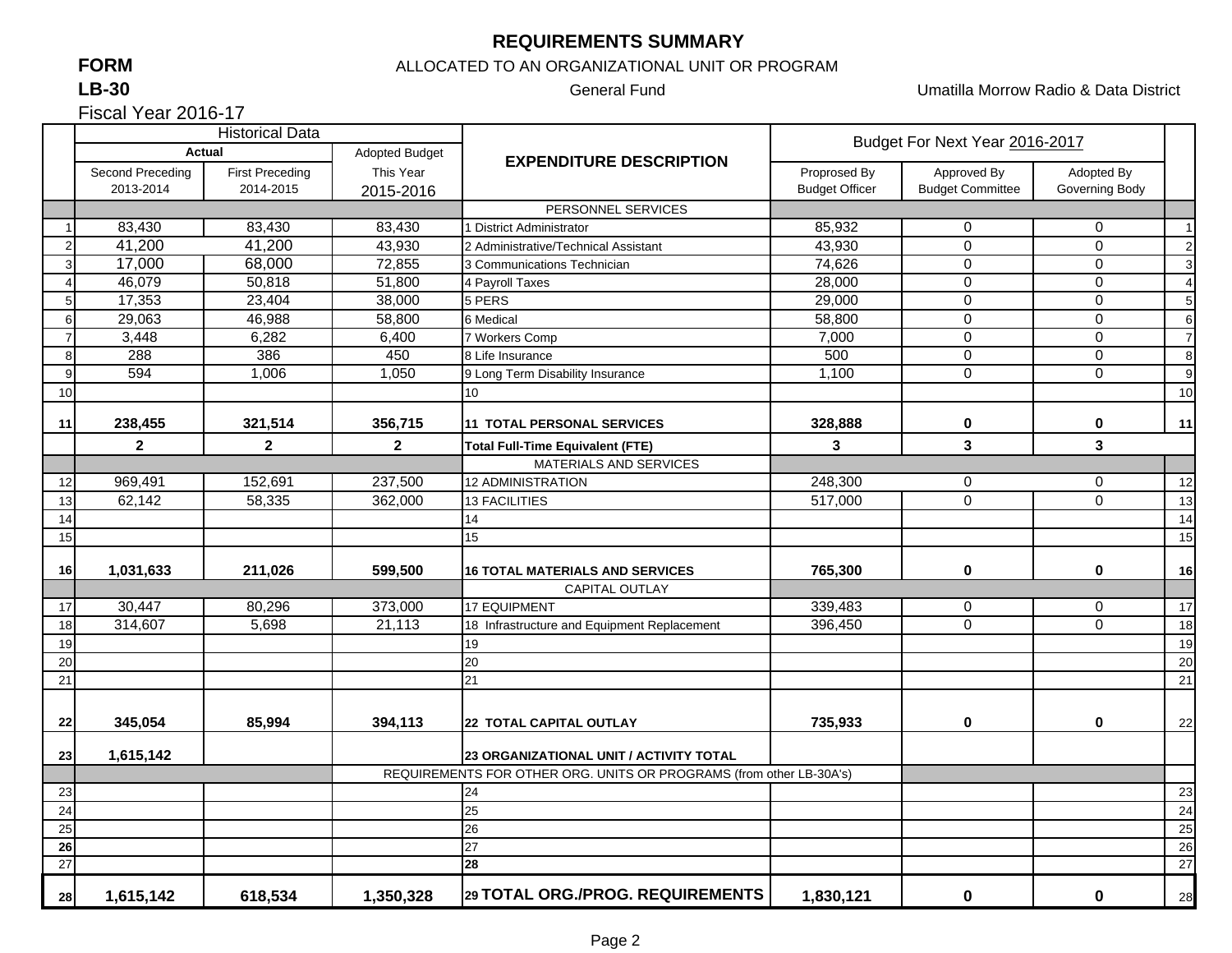# REQUIREMENTS SUMMARY

**FORM**
**LB-30**

ALLOCATED TO AN ORGANIZATIONAL UNIT OR PROGRAM

General Fund

Umatilla Morrow Radio & Data District

Fiscal Year 2016-17

| | Historical Data | | | EXPENDITURE DESCRIPTION | Budget For Next Year 2016-2017 | | | |
|---|---|---|---|---|---|---|---|---|
| | Actual | | Adopted Budget | | | | | |
| | Second Preceding 2013-2014 | First Preceding 2014-2015 | This Year 2015-2016 | | Proprosed By Budget Officer | Approved By Budget Committee | Adopted By Governing Body | |
| | | | | PERSONNEL SERVICES | | | | |
| 1 | 83,430 | 83,430 | 83,430 | 1 District Administrator | 85,932 | 0 | 0 | 1 |
| 2 | 41,200 | 41,200 | 43,930 | 2 Administrative/Technical Assistant | 43,930 | 0 | 0 | 2 |
| 3 | 17,000 | 68,000 | 72,855 | 3 Communications Technician | 74,626 | 0 | 0 | 3 |
| 4 | 46,079 | 50,818 | 51,800 | 4 Payroll Taxes | 28,000 | 0 | 0 | 4 |
| 5 | 17,353 | 23,404 | 38,000 | 5 PERS | 29,000 | 0 | 0 | 5 |
| 6 | 29,063 | 46,988 | 58,800 | 6 Medical | 58,800 | 0 | 0 | 6 |
| 7 | 3,448 | 6,282 | 6,400 | 7 Workers Comp | 7,000 | 0 | 0 | 7 |
| 8 | 288 | 386 | 450 | 8 Life Insurance | 500 | 0 | 0 | 8 |
| 9 | 594 | 1,006 | 1,050 | 9 Long Term Disability Insurance | 1,100 | 0 | 0 | 9 |
| 10 | | | | 10 | | | | 10 |
| 11 | **238,455** | **321,514** | **356,715** | **11 TOTAL PERSONAL SERVICES** | **328,888** | **0** | **0** | **11** |
| | **2** | **2** | **2** | **Total Full-Time Equivalent (FTE)** | **3** | **3** | **3** | |
| | | | | MATERIALS AND SERVICES | | | | |
| 12 | 969,491 | 152,691 | 237,500 | 12 ADMINISTRATION | 248,300 | 0 | 0 | 12 |
| 13 | 62,142 | 58,335 | 362,000 | 13 FACILITIES | 517,000 | 0 | 0 | 13 |
| 14 | | | | 14 | | | | 14 |
| 15 | | | | 15 | | | | 15 |
| 16 | **1,031,633** | **211,026** | **599,500** | **16 TOTAL MATERIALS AND SERVICES** | **765,300** | **0** | **0** | **16** |
| | | | | CAPITAL OUTLAY | | | | |
| 17 | 30,447 | 80,296 | 373,000 | 17 EQUIPMENT | 339,483 | 0 | 0 | 17 |
| 18 | 314,607 | 5,698 | 21,113 | 18 Infrastructure and Equipment Replacement | 396,450 | 0 | 0 | 18 |
| 19 | | | | 19 | | | | 19 |
| 20 | | | | 20 | | | | 20 |
| 21 | | | | 21 | | | | 21 |
| 22 | **345,054** | **85,994** | **394,113** | **22 TOTAL CAPITAL OUTLAY** | **735,933** | **0** | **0** | 22 |
| 23 | **1,615,142** | | | **23 ORGANIZATIONAL UNIT / ACTIVITY TOTAL** | | | | |
| | | | REQUIREMENTS FOR OTHER ORG. UNITS OR PROGRAMS (from other LB-30A's) | | | | | |
| 23 | | | | 24 | | | | 23 |
| 24 | | | | 25 | | | | 24 |
| 25 | | | | 26 | | | | 25 |
| **26** | | | | 27 | | | | 26 |
| 27 | | | | **28** | | | | 27 |
| 28 | **1,615,142** | **618,534** | **1,350,328** | **29 TOTAL ORG./PROG. REQUIREMENTS** | **1,830,121** | **0** | **0** | 28 |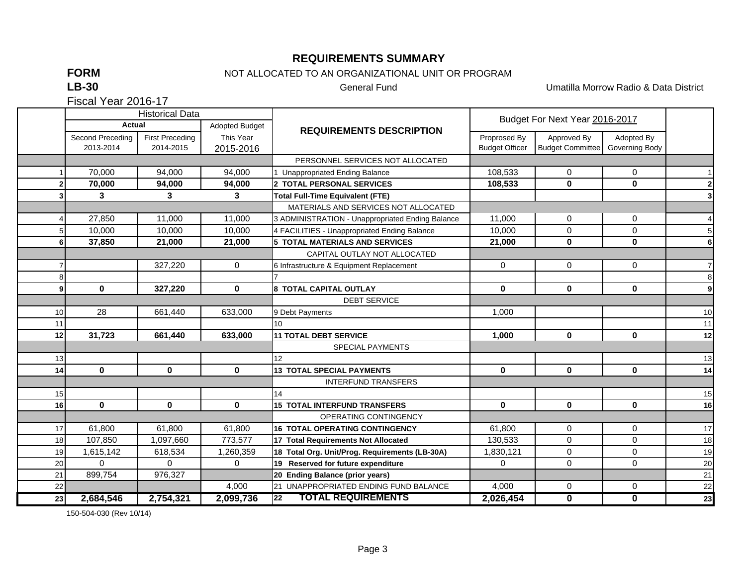# REQUIREMENTS SUMMARY

**FORM** NOT ALLOCATED TO AN ORGANIZATIONAL UNIT OR PROGRAM

**LB-30** General Fund Umatilla Morrow Radio & Data District

Fiscal Year 2016-17

| | Historical Data | | | REQUIREMENTS DESCRIPTION | Budget For Next Year 2016-2017 | | | |
|---|---|---|---|---|---|---|---|---|
| | Actual | | Adopted Budget | | | | | |
| | Second Preceding 2013-2014 | First Preceding 2014-2015 | This Year 2015-2016 | | Proprosed By Budget Officer | Approved By Budget Committee | Adopted By Governing Body | |
| | | | | PERSONNEL SERVICES NOT ALLOCATED | | | | |
| 1 | 70,000 | 94,000 | 94,000 | 1 Unappropriated Ending Balance | 108,533 | 0 | 0 | 1 |
| **2** | **70,000** | **94,000** | **94,000** | **2 TOTAL PERSONAL SERVICES** | **108,533** | **0** | **0** | **2** |
| **3** | **3** | **3** | **3** | **Total Full-Time Equivalent (FTE)** | | | | **3** |
| | | | | MATERIALS AND SERVICES NOT ALLOCATED | | | | |
| 4 | 27,850 | 11,000 | 11,000 | 3 ADMINISTRATION - Unappropriated Ending Balance | 11,000 | 0 | 0 | 4 |
| 5 | 10,000 | 10,000 | 10,000 | 4 FACILITIES - Unappropriated Ending Balance | 10,000 | 0 | 0 | 5 |
| **6** | **37,850** | **21,000** | **21,000** | **5 TOTAL MATERIALS AND SERVICES** | **21,000** | **0** | **0** | **6** |
| | | | | CAPITAL OUTLAY NOT ALLOCATED | | | | |
| 7 | | 327,220 | 0 | 6 Infrastructure & Equipment Replacement | 0 | 0 | 0 | 7 |
| 8 | | | | 7 | | | | 8 |
| **9** | **0** | **327,220** | **0** | **8 TOTAL CAPITAL OUTLAY** | **0** | **0** | **0** | **9** |
| | | | | DEBT SERVICE | | | | |
| 10 | 28 | 661,440 | 633,000 | 9 Debt Payments | 1,000 | | | 10 |
| 11 | | | | 10 | | | | 11 |
| **12** | **31,723** | **661,440** | **633,000** | **11 TOTAL DEBT SERVICE** | **1,000** | **0** | **0** | **12** |
| | | | | SPECIAL PAYMENTS | | | | |
| 13 | | | | 12 | | | | 13 |
| **14** | **0** | **0** | **0** | **13 TOTAL SPECIAL PAYMENTS** | **0** | **0** | **0** | **14** |
| | | | | INTERFUND TRANSFERS | | | | |
| 15 | | | | 14 | | | | 15 |
| **16** | **0** | **0** | **0** | **15 TOTAL INTERFUND TRANSFERS** | **0** | **0** | **0** | **16** |
| | | | | OPERATING CONTINGENCY | | | | |
| 17 | 61,800 | 61,800 | 61,800 | **16 TOTAL OPERATING CONTINGENCY** | 61,800 | 0 | 0 | 17 |
| 18 | 107,850 | 1,097,660 | 773,577 | **17 Total Requirements Not Allocated** | 130,533 | 0 | 0 | 18 |
| 19 | 1,615,142 | 618,534 | 1,260,359 | **18 Total Org. Unit/Prog. Requirements (LB-30A)** | 1,830,121 | 0 | 0 | 19 |
| 20 | 0 | 0 | 0 | **19 Reserved for future expenditure** | 0 | 0 | 0 | 20 |
| 21 | 899,754 | 976,327 | | **20 Ending Balance (prior years)** | | | | 21 |
| 22 | | | 4,000 | 21 UNAPPROPRIATED ENDING FUND BALANCE | 4,000 | 0 | 0 | 22 |
| **23** | **2,684,546** | **2,754,321** | **2,099,736** | **22 TOTAL REQUIREMENTS** | **2,026,454** | **0** | **0** | **23** |

150-504-030 (Rev 10/14)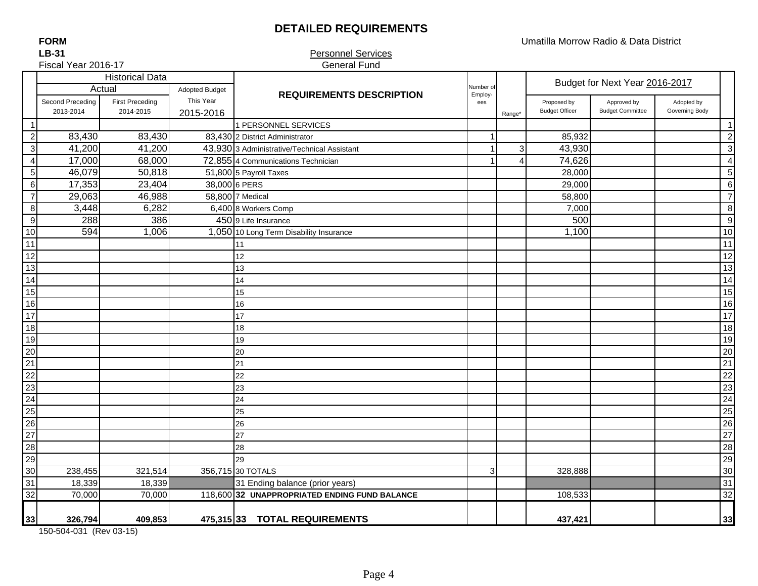# DETAILED REQUIREMENTS

**FORM**
**LB-31**
Fiscal Year 2016-17

Umatilla Morrow Radio & Data District

Personnel Services
General Fund

| | Historical Data | | | REQUIREMENTS DESCRIPTION | Number of Employ-ees | Range* | Budget for Next Year 2016-2017 | | | |
|---|---|---|---|---|---|---|---|---|---|---|
| | Actual | | Adopted Budget | | | | | | | |
| | Second Preceding 2013-2014 | First Preceding 2014-2015 | This Year 2015-2016 | | | | Proposed by Budget Officer | Approved by Budget Committee | Adopted by Governing Body | |
| 1 | | | | 1 PERSONNEL SERVICES | | | | | | 1 |
| 2 | 83,430 | 83,430 | 83,430 | 2 District Administrator | 1 | | 85,932 | | | 2 |
| 3 | 41,200 | 41,200 | 43,930 | 3 Administrative/Technical Assistant | 1 | 3 | 43,930 | | | 3 |
| 4 | 17,000 | 68,000 | 72,855 | 4 Communications Technician | 1 | 4 | 74,626 | | | 4 |
| 5 | 46,079 | 50,818 | 51,800 | 5 Payroll Taxes | | | 28,000 | | | 5 |
| 6 | 17,353 | 23,404 | 38,000 | 6 PERS | | | 29,000 | | | 6 |
| 7 | 29,063 | 46,988 | 58,800 | 7 Medical | | | 58,800 | | | 7 |
| 8 | 3,448 | 6,282 | 6,400 | 8 Workers Comp | | | 7,000 | | | 8 |
| 9 | 288 | 386 | 450 | 9 Life Insurance | | | 500 | | | 9 |
| 10 | 594 | 1,006 | 1,050 | 10 Long Term Disability Insurance | | | 1,100 | | | 10 |
| 11 | | | | 11 | | | | | | 11 |
| 12 | | | | 12 | | | | | | 12 |
| 13 | | | | 13 | | | | | | 13 |
| 14 | | | | 14 | | | | | | 14 |
| 15 | | | | 15 | | | | | | 15 |
| 16 | | | | 16 | | | | | | 16 |
| 17 | | | | 17 | | | | | | 17 |
| 18 | | | | 18 | | | | | | 18 |
| 19 | | | | 19 | | | | | | 19 |
| 20 | | | | 20 | | | | | | 20 |
| 21 | | | | 21 | | | | | | 21 |
| 22 | | | | 22 | | | | | | 22 |
| 23 | | | | 23 | | | | | | 23 |
| 24 | | | | 24 | | | | | | 24 |
| 25 | | | | 25 | | | | | | 25 |
| 26 | | | | 26 | | | | | | 26 |
| 27 | | | | 27 | | | | | | 27 |
| 28 | | | | 28 | | | | | | 28 |
| 29 | | | | 29 | | | | | | 29 |
| 30 | 238,455 | 321,514 | 356,715 | 30 TOTALS | 3 | | 328,888 | | | 30 |
| 31 | 18,339 | 18,339 | | 31 Ending balance (prior years) | | | | | | 31 |
| 32 | 70,000 | 70,000 | 118,600 | **32 UNAPPROPRIATED ENDING FUND BALANCE** | | | 108,533 | | | 32 |
| **33** | **326,794** | **409,853** | **475,315** | **33 TOTAL REQUIREMENTS** | | | **437,421** | | | **33** |

150-504-031 (Rev 03-15)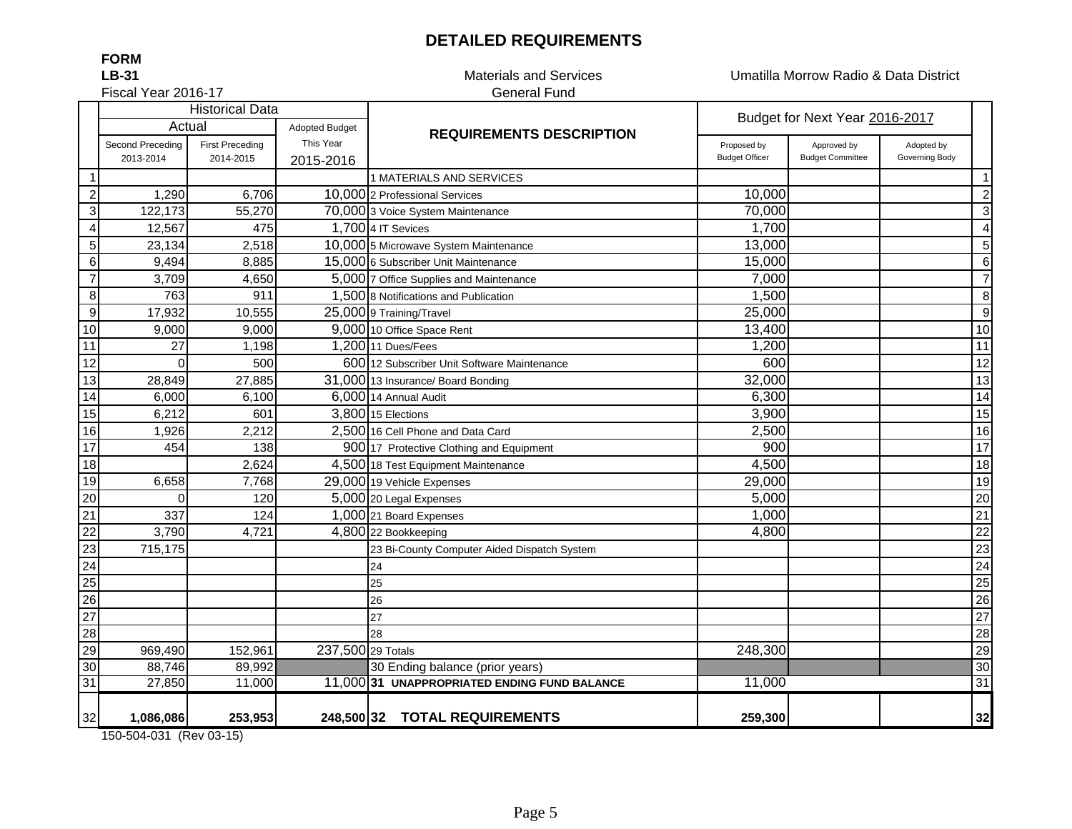# DETAILED REQUIREMENTS

**FORM**
**LB-31**

Fiscal Year 2016-17

Materials and Services
General Fund

Umatilla Morrow Radio & Data District

| | Historical Data | | | REQUIREMENTS DESCRIPTION | Budget for Next Year 2016-2017 | | | |
|---|---|---|---|---|---|---|---|---|
| | Actual | | Adopted Budget | | | | | |
| | Second Preceding 2013-2014 | First Preceding 2014-2015 | This Year 2015-2016 | | Proposed by Budget Officer | Approved by Budget Committee | Adopted by Governing Body | |
| 1 | | | | 1 MATERIALS AND SERVICES | | | | 1 |
| 2 | 1,290 | 6,706 | 10,000 | 2 Professional Services | 10,000 | | | 2 |
| 3 | 122,173 | 55,270 | 70,000 | 3 Voice System Maintenance | 70,000 | | | 3 |
| 4 | 12,567 | 475 | 1,700 | 4 IT Sevices | 1,700 | | | 4 |
| 5 | 23,134 | 2,518 | 10,000 | 5 Microwave System Maintenance | 13,000 | | | 5 |
| 6 | 9,494 | 8,885 | 15,000 | 6 Subscriber Unit Maintenance | 15,000 | | | 6 |
| 7 | 3,709 | 4,650 | 5,000 | 7 Office Supplies and Maintenance | 7,000 | | | 7 |
| 8 | 763 | 911 | 1,500 | 8 Notifications and Publication | 1,500 | | | 8 |
| 9 | 17,932 | 10,555 | 25,000 | 9 Training/Travel | 25,000 | | | 9 |
| 10 | 9,000 | 9,000 | 9,000 | 10 Office Space Rent | 13,400 | | | 10 |
| 11 | 27 | 1,198 | 1,200 | 11 Dues/Fees | 1,200 | | | 11 |
| 12 | 0 | 500 | 600 | 12 Subscriber Unit Software Maintenance | 600 | | | 12 |
| 13 | 28,849 | 27,885 | 31,000 | 13 Insurance/ Board Bonding | 32,000 | | | 13 |
| 14 | 6,000 | 6,100 | 6,000 | 14 Annual Audit | 6,300 | | | 14 |
| 15 | 6,212 | 601 | 3,800 | 15 Elections | 3,900 | | | 15 |
| 16 | 1,926 | 2,212 | 2,500 | 16 Cell Phone and Data Card | 2,500 | | | 16 |
| 17 | 454 | 138 | 900 | 17 Protective Clothing and Equipment | 900 | | | 17 |
| 18 | | 2,624 | 4,500 | 18 Test Equipment Maintenance | 4,500 | | | 18 |
| 19 | 6,658 | 7,768 | 29,000 | 19 Vehicle Expenses | 29,000 | | | 19 |
| 20 | 0 | 120 | 5,000 | 20 Legal Expenses | 5,000 | | | 20 |
| 21 | 337 | 124 | 1,000 | 21 Board Expenses | 1,000 | | | 21 |
| 22 | 3,790 | 4,721 | 4,800 | 22 Bookkeeping | 4,800 | | | 22 |
| 23 | 715,175 | | | 23 Bi-County Computer Aided Dispatch System | | | | 23 |
| 24 | | | | 24 | | | | 24 |
| 25 | | | | 25 | | | | 25 |
| 26 | | | | 26 | | | | 26 |
| 27 | | | | 27 | | | | 27 |
| 28 | | | | 28 | | | | 28 |
| 29 | 969,490 | 152,961 | 237,500 | 29 Totals | 248,300 | | | 29 |
| 30 | 88,746 | 89,992 | | 30 Ending balance (prior years) | | | | 30 |
| 31 | 27,850 | 11,000 | 11,000 | **31 UNAPPROPRIATED ENDING FUND BALANCE** | 11,000 | | | 31 |
| 32 | **1,086,086** | **253,953** | **248,500** | **32 TOTAL REQUIREMENTS** | **259,300** | | | **32** |

150-504-031 (Rev 03-15)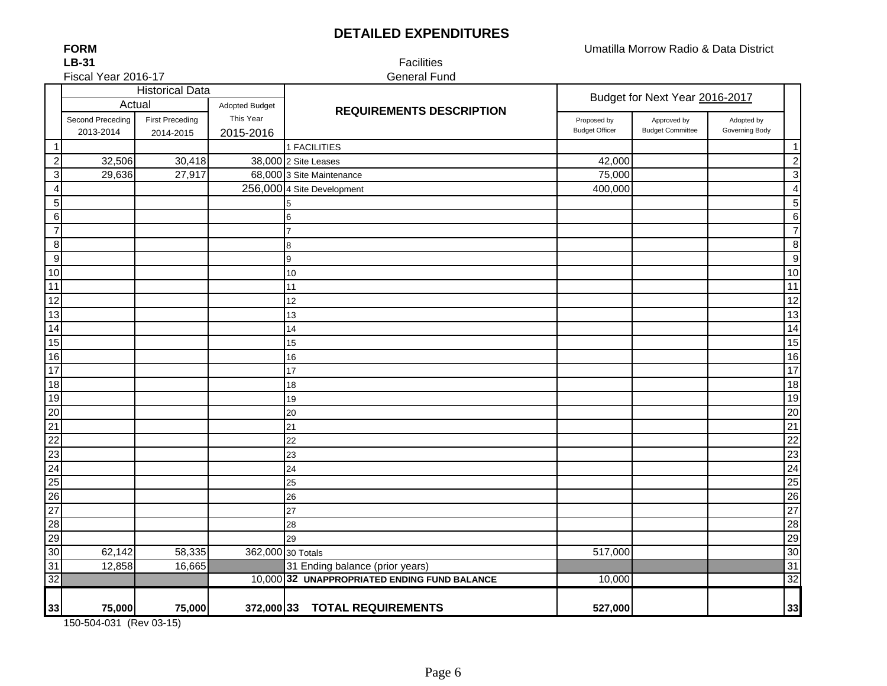# DETAILED EXPENDITURES

**FORM**
**LB-31**
Fiscal Year 2016-17

Umatilla Morrow Radio & Data District

Facilities
General Fund

| | Historical Data | | | REQUIREMENTS DESCRIPTION | Budget for Next Year 2016-2017 | | | |
|---|---|---|---|---|---|---|---|---|
| | Actual | | Adopted Budget | | | | | |
| | Second Preceding 2013-2014 | First Preceding 2014-2015 | This Year 2015-2016 | | Proposed by Budget Officer | Approved by Budget Committee | Adopted by Governing Body | |
| 1 | | | | 1 FACILITIES | | | | 1 |
| 2 | 32,506 | 30,418 | 38,000 | 2 Site Leases | 42,000 | | | 2 |
| 3 | 29,636 | 27,917 | 68,000 | 3 Site Maintenance | 75,000 | | | 3 |
| 4 | | | 256,000 | 4 Site Development | 400,000 | | | 4 |
| 5 | | | | 5 | | | | 5 |
| 6 | | | | 6 | | | | 6 |
| 7 | | | | 7 | | | | 7 |
| 8 | | | | 8 | | | | 8 |
| 9 | | | | 9 | | | | 9 |
| 10 | | | | 10 | | | | 10 |
| 11 | | | | 11 | | | | 11 |
| 12 | | | | 12 | | | | 12 |
| 13 | | | | 13 | | | | 13 |
| 14 | | | | 14 | | | | 14 |
| 15 | | | | 15 | | | | 15 |
| 16 | | | | 16 | | | | 16 |
| 17 | | | | 17 | | | | 17 |
| 18 | | | | 18 | | | | 18 |
| 19 | | | | 19 | | | | 19 |
| 20 | | | | 20 | | | | 20 |
| 21 | | | | 21 | | | | 21 |
| 22 | | | | 22 | | | | 22 |
| 23 | | | | 23 | | | | 23 |
| 24 | | | | 24 | | | | 24 |
| 25 | | | | 25 | | | | 25 |
| 26 | | | | 26 | | | | 26 |
| 27 | | | | 27 | | | | 27 |
| 28 | | | | 28 | | | | 28 |
| 29 | | | | 29 | | | | 29 |
| 30 | 62,142 | 58,335 | 362,000 | 30 Totals | 517,000 | | | 30 |
| 31 | 12,858 | 16,665 | | 31 Ending balance (prior years) | | | | 31 |
| 32 | | | 10,000 | **32 UNAPPROPRIATED ENDING FUND BALANCE** | 10,000 | | | 32 |
| **33** | **75,000** | **75,000** | **372,000** | **33 TOTAL REQUIREMENTS** | **527,000** | | | **33** |

150-504-031 (Rev 03-15)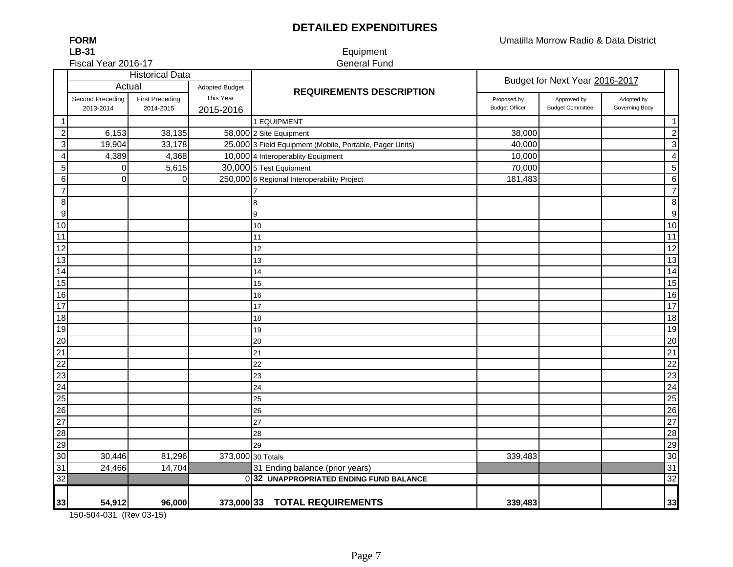# DETAILED EXPENDITURES

**FORM**
**LB-31**
Fiscal Year 2016-17

Umatilla Morrow Radio & Data District

Equipment
General Fund

| | Historical Data | | | REQUIREMENTS DESCRIPTION | Budget for Next Year 2016-2017 | | | |
|---|---|---|---|---|---|---|---|---|
| | Actual | | Adopted Budget | | | | | |
| | Second Preceding 2013-2014 | First Preceding 2014-2015 | This Year 2015-2016 | | Proposed by Budget Officer | Approved by Budget Committee | Adopted by Governing Body | |
| 1 | | | | 1 EQUIPMENT | | | | 1 |
| 2 | 6,153 | 38,135 | 58,000 | 2 Site Equipment | 38,000 | | | 2 |
| 3 | 19,904 | 33,178 | 25,000 | 3 Field Equipment (Mobile, Portable, Pager Units) | 40,000 | | | 3 |
| 4 | 4,389 | 4,368 | 10,000 | 4 Interoperablity Equipment | 10,000 | | | 4 |
| 5 | 0 | 5,615 | 30,000 | 5 Test Equipment | 70,000 | | | 5 |
| 6 | 0 | 0 | 250,000 | 6 Regional Interoperability Project | 181,483 | | | 6 |
| 7 | | | | 7 | | | | 7 |
| 8 | | | | 8 | | | | 8 |
| 9 | | | | 9 | | | | 9 |
| 10 | | | | 10 | | | | 10 |
| 11 | | | | 11 | | | | 11 |
| 12 | | | | 12 | | | | 12 |
| 13 | | | | 13 | | | | 13 |
| 14 | | | | 14 | | | | 14 |
| 15 | | | | 15 | | | | 15 |
| 16 | | | | 16 | | | | 16 |
| 17 | | | | 17 | | | | 17 |
| 18 | | | | 18 | | | | 18 |
| 19 | | | | 19 | | | | 19 |
| 20 | | | | 20 | | | | 20 |
| 21 | | | | 21 | | | | 21 |
| 22 | | | | 22 | | | | 22 |
| 23 | | | | 23 | | | | 23 |
| 24 | | | | 24 | | | | 24 |
| 25 | | | | 25 | | | | 25 |
| 26 | | | | 26 | | | | 26 |
| 27 | | | | 27 | | | | 27 |
| 28 | | | | 28 | | | | 28 |
| 29 | | | | 29 | | | | 29 |
| 30 | 30,446 | 81,296 | 373,000 | 30 Totals | 339,483 | | | 30 |
| 31 | 24,466 | 14,704 | | 31 Ending balance (prior years) | | | | 31 |
| 32 | | | 0 | **32 UNAPPROPRIATED ENDING FUND BALANCE** | | | | 32 |
| **33** | **54,912** | **96,000** | **373,000** | **33 TOTAL REQUIREMENTS** | **339,483** | | | **33** |

150-504-031 (Rev 03-15)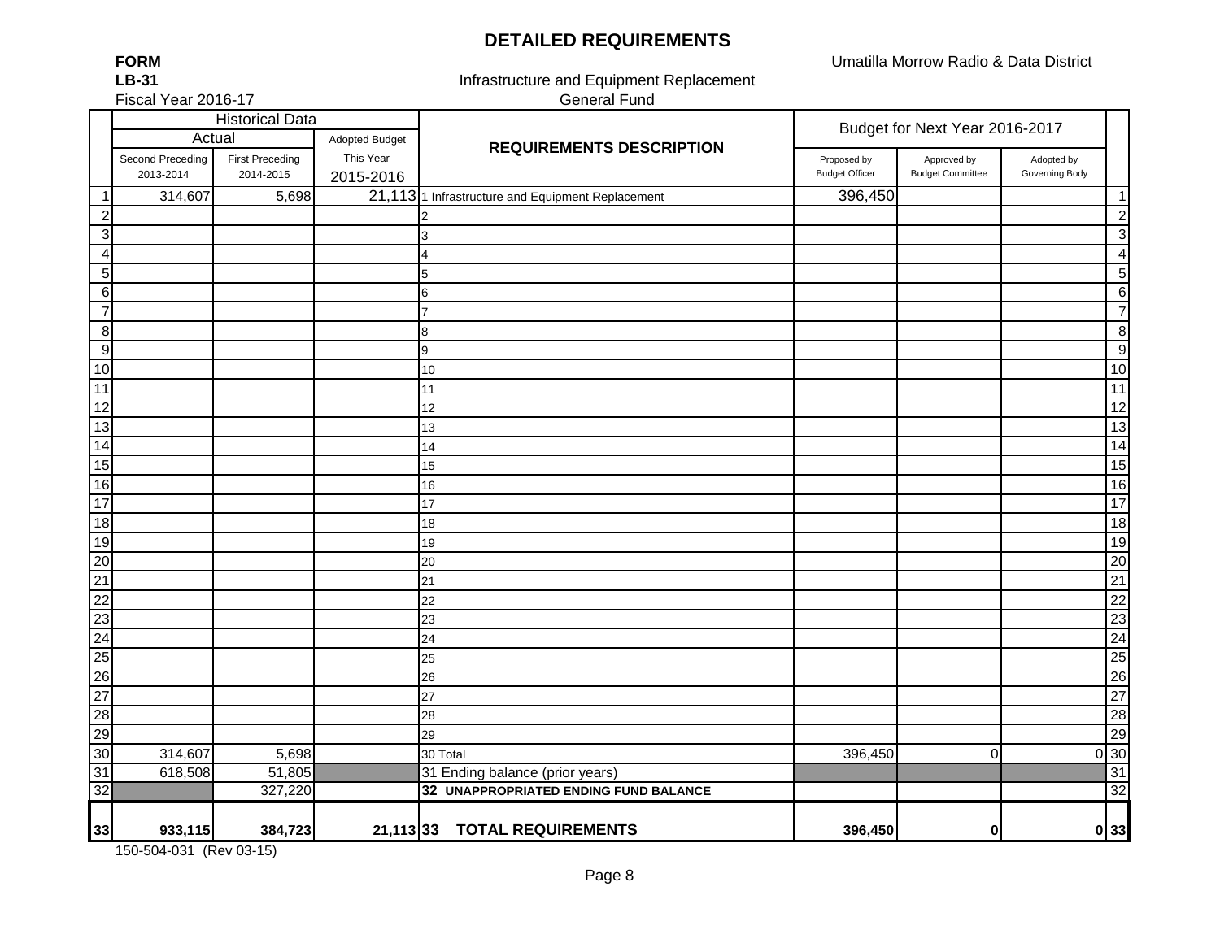# DETAILED REQUIREMENTS

**FORM**
**LB-31**
Fiscal Year 2016-17

Infrastructure and Equipment Replacement
General Fund

Umatilla Morrow Radio & Data District

| | Historical Data | | | REQUIREMENTS DESCRIPTION | Budget for Next Year 2016-2017 | | | |
|---|---|---|---|---|---|---|---|---|
| | Actual | | Adopted Budget | | | | | |
| | Second Preceding 2013-2014 | First Preceding 2014-2015 | This Year 2015-2016 | | Proposed by Budget Officer | Approved by Budget Committee | Adopted by Governing Body | |
| 1 | 314,607 | 5,698 | 21,113 | 1 Infrastructure and Equipment Replacement | 396,450 | | | 1 |
| 2 | | | | 2 | | | | 2 |
| 3 | | | | 3 | | | | 3 |
| 4 | | | | 4 | | | | 4 |
| 5 | | | | 5 | | | | 5 |
| 6 | | | | 6 | | | | 6 |
| 7 | | | | 7 | | | | 7 |
| 8 | | | | 8 | | | | 8 |
| 9 | | | | 9 | | | | 9 |
| 10 | | | | 10 | | | | 10 |
| 11 | | | | 11 | | | | 11 |
| 12 | | | | 12 | | | | 12 |
| 13 | | | | 13 | | | | 13 |
| 14 | | | | 14 | | | | 14 |
| 15 | | | | 15 | | | | 15 |
| 16 | | | | 16 | | | | 16 |
| 17 | | | | 17 | | | | 17 |
| 18 | | | | 18 | | | | 18 |
| 19 | | | | 19 | | | | 19 |
| 20 | | | | 20 | | | | 20 |
| 21 | | | | 21 | | | | 21 |
| 22 | | | | 22 | | | | 22 |
| 23 | | | | 23 | | | | 23 |
| 24 | | | | 24 | | | | 24 |
| 25 | | | | 25 | | | | 25 |
| 26 | | | | 26 | | | | 26 |
| 27 | | | | 27 | | | | 27 |
| 28 | | | | 28 | | | | 28 |
| 29 | | | | 29 | | | | 29 |
| 30 | 314,607 | 5,698 | | 30 Total | 396,450 | 0 | 0 | 30 |
| 31 | 618,508 | 51,805 | | 31 Ending balance (prior years) | | | | 31 |
| 32 | | 327,220 | | **32 UNAPPROPRIATED ENDING FUND BALANCE** | | | | 32 |
| **33** | **933,115** | **384,723** | **21,113** | **33 TOTAL REQUIREMENTS** | **396,450** | **0** | **0** | **33** |

150-504-031 (Rev 03-15)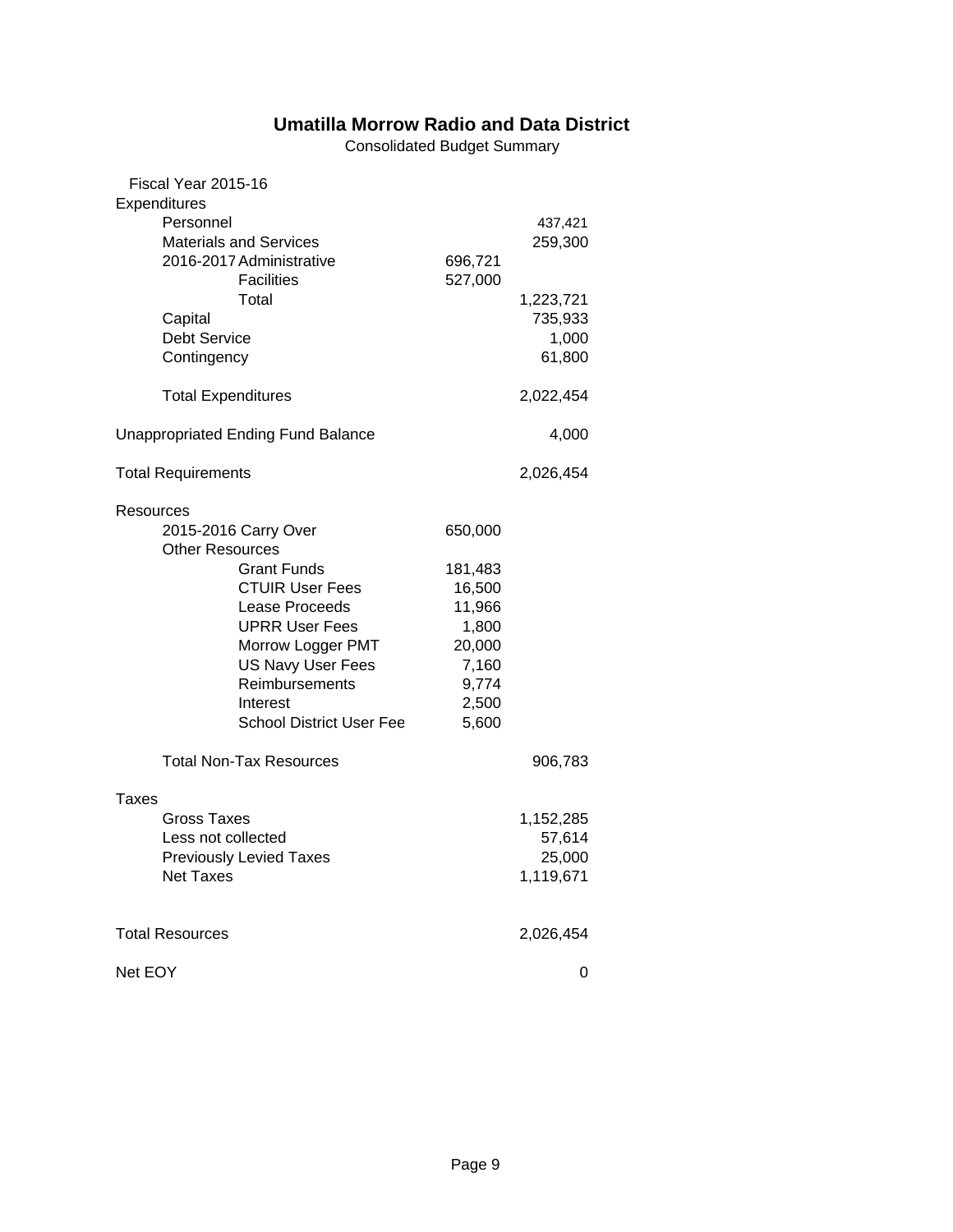# Umatilla Morrow Radio and Data District

Consolidated Budget Summary

| | | | |
|---|---|---|---|
| Fiscal Year 2015-16 | | | |
| Expenditures | | | |
| Personnel | | | 437,421 |
| Materials and Services | | | 259,300 |
| 2016-2017 | Administrative | 696,721 | |
| | Facilities | 527,000 | |
| | Total | | 1,223,721 |
| Capital | | | 735,933 |
| Debt Service | | | 1,000 |
| Contingency | | | 61,800 |
| | | | |
| Total Expenditures | | | 2,022,454 |
| | | | |
| Unappropriated Ending Fund Balance | | | 4,000 |
| | | | |
| Total Requirements | | | 2,026,454 |
| | | | |
| Resources | | | |
| 2015-2016 Carry Over | | 650,000 | |
| Other Resources | | | |
| | Grant Funds | 181,483 | |
| | CTUIR User Fees | 16,500 | |
| | Lease Proceeds | 11,966 | |
| | UPRR User Fees | 1,800 | |
| | Morrow Logger PMT | 20,000 | |
| | US Navy User Fees | 7,160 | |
| | Reimbursements | 9,774 | |
| | Interest | 2,500 | |
| | School District User Fee | 5,600 | |
| | | | |
| Total Non-Tax Resources | | | 906,783 |
| | | | |
| Taxes | | | |
| Gross Taxes | | | 1,152,285 |
| Less not collected | | | 57,614 |
| Previously Levied Taxes | | | 25,000 |
| Net Taxes | | | 1,119,671 |
| | | | |
| Total Resources | | | 2,026,454 |
| | | | |
| Net EOY | | | 0 |